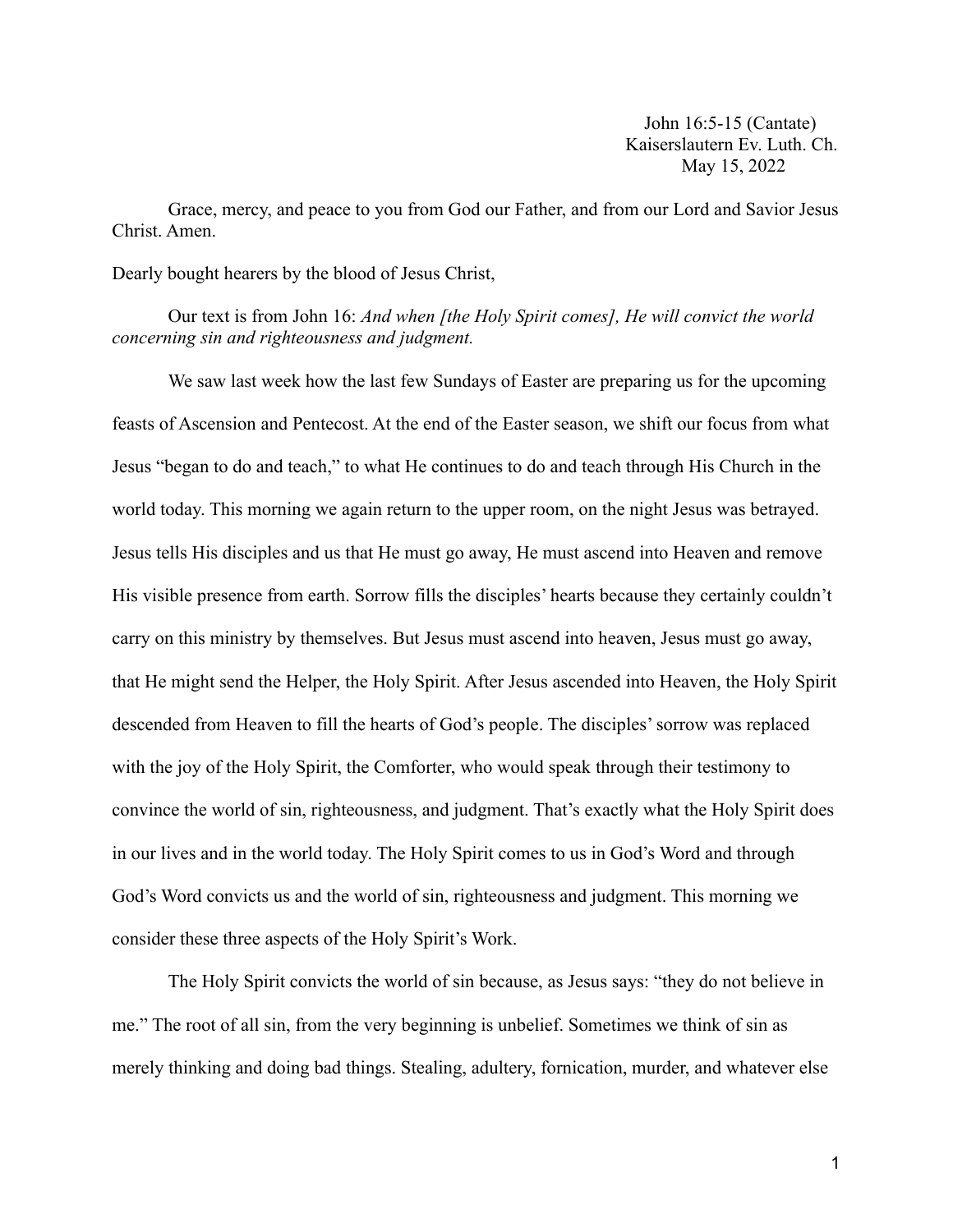John 16:5-15 (Cantate)
Kaiserslautern Ev. Luth. Ch.
May 15, 2022

Grace, mercy, and peace to you from God our Father, and from our Lord and Savior Jesus Christ. Amen.

Dearly bought hearers by the blood of Jesus Christ,

Our text is from John 16: *And when [the Holy Spirit comes], He will convict the world concerning sin and righteousness and judgment.*

We saw last week how the last few Sundays of Easter are preparing us for the upcoming feasts of Ascension and Pentecost. At the end of the Easter season, we shift our focus from what Jesus "began to do and teach," to what He continues to do and teach through His Church in the world today. This morning we again return to the upper room, on the night Jesus was betrayed. Jesus tells His disciples and us that He must go away, He must ascend into Heaven and remove His visible presence from earth. Sorrow fills the disciples' hearts because they certainly couldn't carry on this ministry by themselves. But Jesus must ascend into heaven, Jesus must go away, that He might send the Helper, the Holy Spirit. After Jesus ascended into Heaven, the Holy Spirit descended from Heaven to fill the hearts of God's people. The disciples' sorrow was replaced with the joy of the Holy Spirit, the Comforter, who would speak through their testimony to convince the world of sin, righteousness, and judgment. That's exactly what the Holy Spirit does in our lives and in the world today. The Holy Spirit comes to us in God's Word and through God's Word convicts us and the world of sin, righteousness and judgment. This morning we consider these three aspects of the Holy Spirit's Work.

The Holy Spirit convicts the world of sin because, as Jesus says: "they do not believe in me." The root of all sin, from the very beginning is unbelief. Sometimes we think of sin as merely thinking and doing bad things. Stealing, adultery, fornication, murder, and whatever else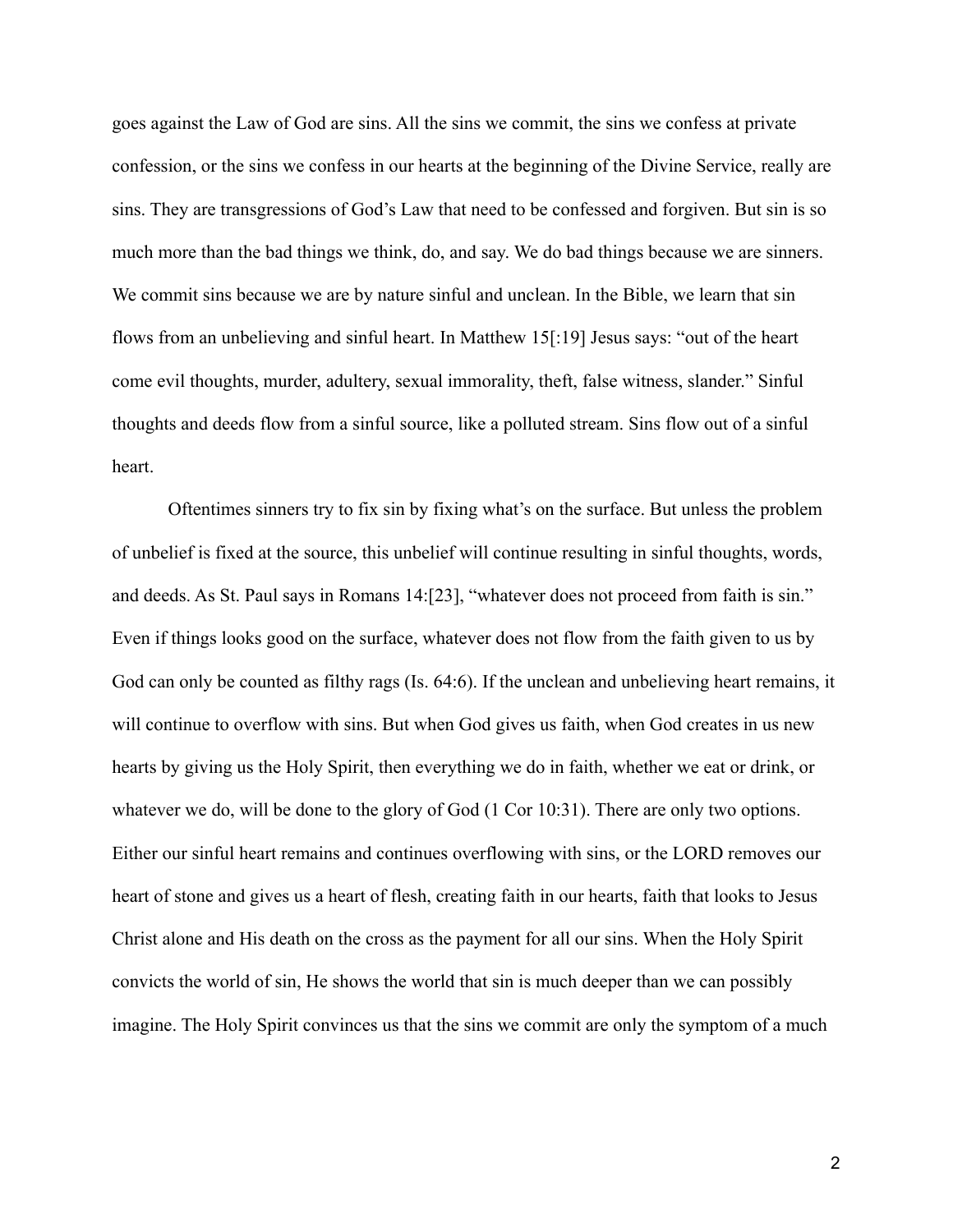goes against the Law of God are sins. All the sins we commit, the sins we confess at private confession, or the sins we confess in our hearts at the beginning of the Divine Service, really are sins. They are transgressions of God's Law that need to be confessed and forgiven. But sin is so much more than the bad things we think, do, and say. We do bad things because we are sinners. We commit sins because we are by nature sinful and unclean. In the Bible, we learn that sin flows from an unbelieving and sinful heart. In Matthew 15[:19] Jesus says: "out of the heart come evil thoughts, murder, adultery, sexual immorality, theft, false witness, slander." Sinful thoughts and deeds flow from a sinful source, like a polluted stream. Sins flow out of a sinful heart.

Oftentimes sinners try to fix sin by fixing what's on the surface. But unless the problem of unbelief is fixed at the source, this unbelief will continue resulting in sinful thoughts, words, and deeds. As St. Paul says in Romans 14:[23], "whatever does not proceed from faith is sin." Even if things looks good on the surface, whatever does not flow from the faith given to us by God can only be counted as filthy rags (Is. 64:6). If the unclean and unbelieving heart remains, it will continue to overflow with sins. But when God gives us faith, when God creates in us new hearts by giving us the Holy Spirit, then everything we do in faith, whether we eat or drink, or whatever we do, will be done to the glory of God (1 Cor 10:31). There are only two options. Either our sinful heart remains and continues overflowing with sins, or the LORD removes our heart of stone and gives us a heart of flesh, creating faith in our hearts, faith that looks to Jesus Christ alone and His death on the cross as the payment for all our sins. When the Holy Spirit convicts the world of sin, He shows the world that sin is much deeper than we can possibly imagine. The Holy Spirit convinces us that the sins we commit are only the symptom of a much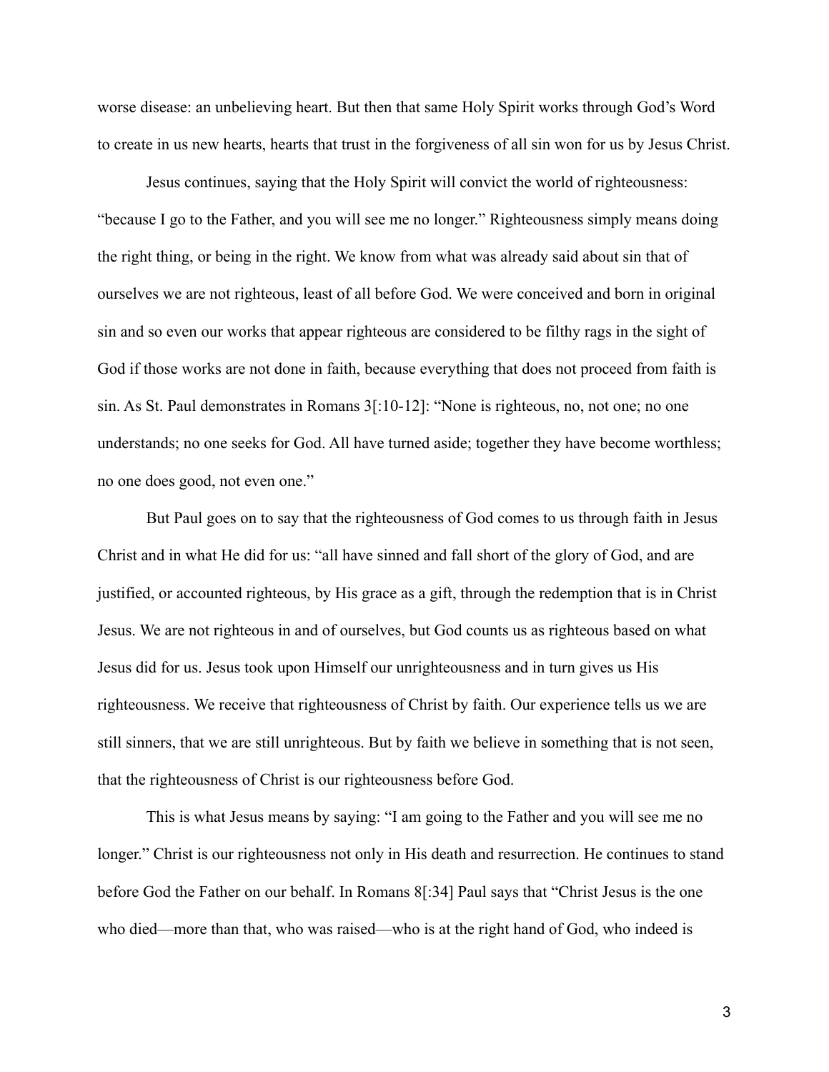worse disease: an unbelieving heart. But then that same Holy Spirit works through God's Word to create in us new hearts, hearts that trust in the forgiveness of all sin won for us by Jesus Christ.

Jesus continues, saying that the Holy Spirit will convict the world of righteousness: "because I go to the Father, and you will see me no longer." Righteousness simply means doing the right thing, or being in the right. We know from what was already said about sin that of ourselves we are not righteous, least of all before God. We were conceived and born in original sin and so even our works that appear righteous are considered to be filthy rags in the sight of God if those works are not done in faith, because everything that does not proceed from faith is sin. As St. Paul demonstrates in Romans 3[:10-12]: "None is righteous, no, not one; no one understands; no one seeks for God. All have turned aside; together they have become worthless; no one does good, not even one."

But Paul goes on to say that the righteousness of God comes to us through faith in Jesus Christ and in what He did for us: "all have sinned and fall short of the glory of God, and are justified, or accounted righteous, by His grace as a gift, through the redemption that is in Christ Jesus. We are not righteous in and of ourselves, but God counts us as righteous based on what Jesus did for us. Jesus took upon Himself our unrighteousness and in turn gives us His righteousness. We receive that righteousness of Christ by faith. Our experience tells us we are still sinners, that we are still unrighteous. But by faith we believe in something that is not seen, that the righteousness of Christ is our righteousness before God.

This is what Jesus means by saying: "I am going to the Father and you will see me no longer." Christ is our righteousness not only in His death and resurrection. He continues to stand before God the Father on our behalf. In Romans 8[:34] Paul says that "Christ Jesus is the one who died—more than that, who was raised—who is at the right hand of God, who indeed is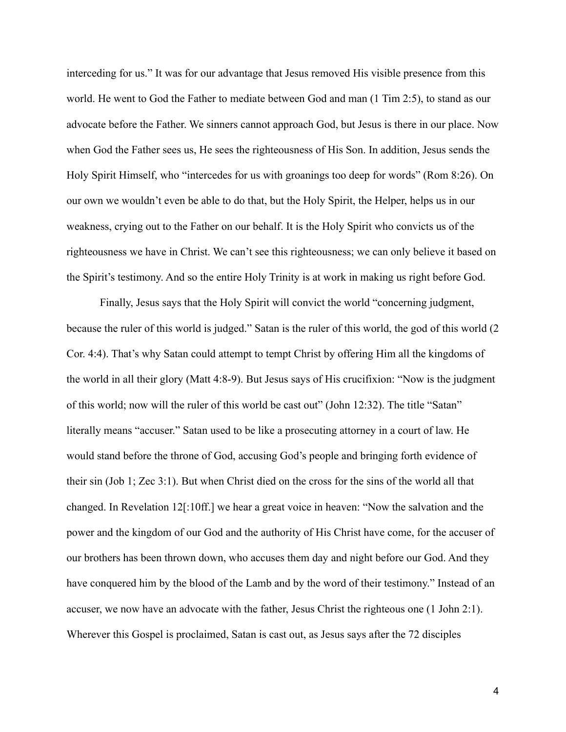interceding for us." It was for our advantage that Jesus removed His visible presence from this world. He went to God the Father to mediate between God and man (1 Tim 2:5), to stand as our advocate before the Father. We sinners cannot approach God, but Jesus is there in our place. Now when God the Father sees us, He sees the righteousness of His Son. In addition, Jesus sends the Holy Spirit Himself, who "intercedes for us with groanings too deep for words" (Rom 8:26). On our own we wouldn't even be able to do that, but the Holy Spirit, the Helper, helps us in our weakness, crying out to the Father on our behalf. It is the Holy Spirit who convicts us of the righteousness we have in Christ. We can't see this righteousness; we can only believe it based on the Spirit's testimony. And so the entire Holy Trinity is at work in making us right before God.

Finally, Jesus says that the Holy Spirit will convict the world "concerning judgment, because the ruler of this world is judged." Satan is the ruler of this world, the god of this world (2 Cor. 4:4). That's why Satan could attempt to tempt Christ by offering Him all the kingdoms of the world in all their glory (Matt 4:8-9). But Jesus says of His crucifixion: "Now is the judgment of this world; now will the ruler of this world be cast out" (John 12:32). The title "Satan" literally means "accuser." Satan used to be like a prosecuting attorney in a court of law. He would stand before the throne of God, accusing God's people and bringing forth evidence of their sin (Job 1; Zec 3:1). But when Christ died on the cross for the sins of the world all that changed. In Revelation 12[:10ff.] we hear a great voice in heaven: "Now the salvation and the power and the kingdom of our God and the authority of His Christ have come, for the accuser of our brothers has been thrown down, who accuses them day and night before our God. And they have conquered him by the blood of the Lamb and by the word of their testimony." Instead of an accuser, we now have an advocate with the father, Jesus Christ the righteous one (1 John 2:1). Wherever this Gospel is proclaimed, Satan is cast out, as Jesus says after the 72 disciples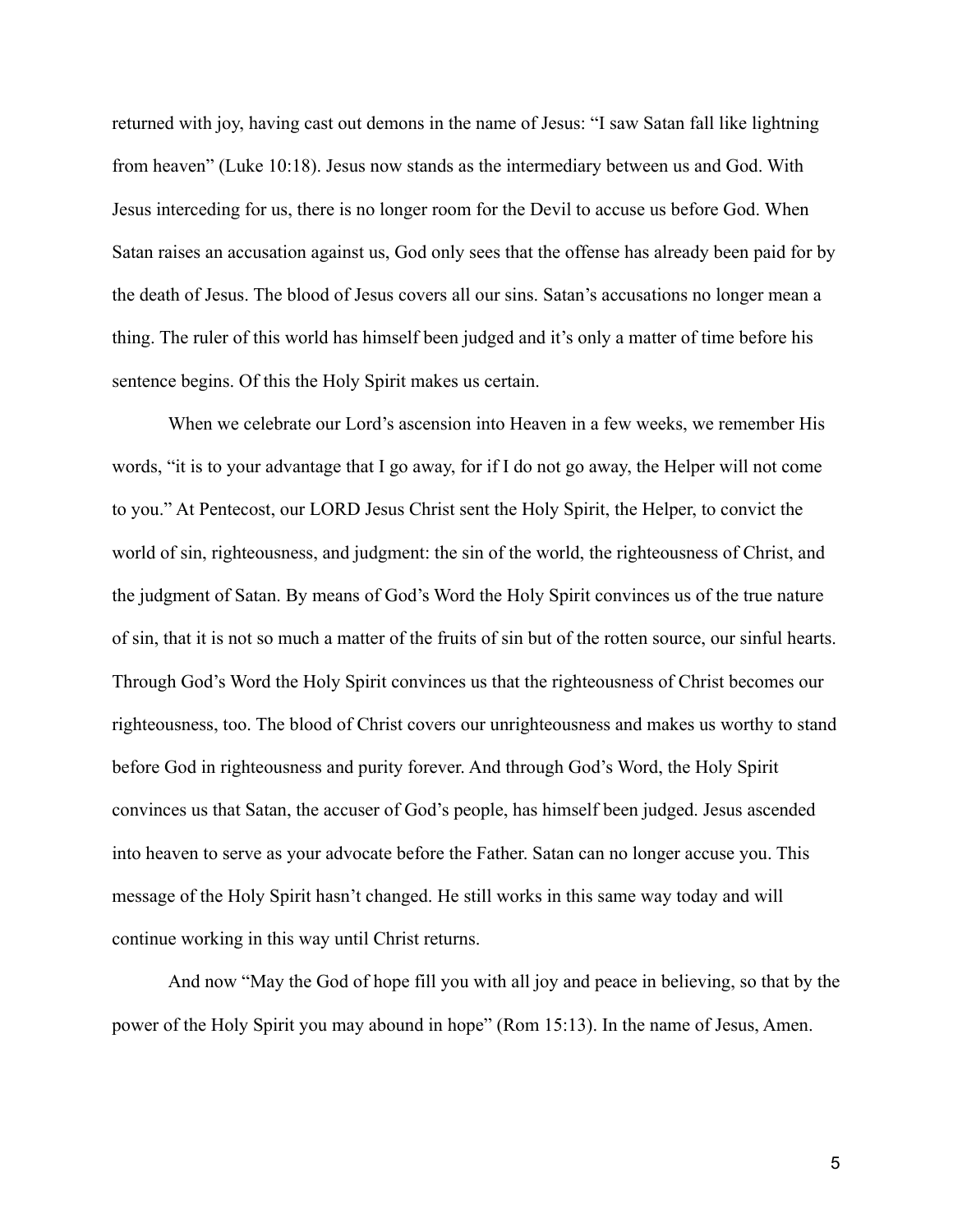returned with joy, having cast out demons in the name of Jesus: "I saw Satan fall like lightning from heaven" (Luke 10:18). Jesus now stands as the intermediary between us and God. With Jesus interceding for us, there is no longer room for the Devil to accuse us before God. When Satan raises an accusation against us, God only sees that the offense has already been paid for by the death of Jesus. The blood of Jesus covers all our sins. Satan's accusations no longer mean a thing. The ruler of this world has himself been judged and it's only a matter of time before his sentence begins. Of this the Holy Spirit makes us certain.

When we celebrate our Lord's ascension into Heaven in a few weeks, we remember His words, "it is to your advantage that I go away, for if I do not go away, the Helper will not come to you." At Pentecost, our LORD Jesus Christ sent the Holy Spirit, the Helper, to convict the world of sin, righteousness, and judgment: the sin of the world, the righteousness of Christ, and the judgment of Satan. By means of God's Word the Holy Spirit convinces us of the true nature of sin, that it is not so much a matter of the fruits of sin but of the rotten source, our sinful hearts. Through God's Word the Holy Spirit convinces us that the righteousness of Christ becomes our righteousness, too. The blood of Christ covers our unrighteousness and makes us worthy to stand before God in righteousness and purity forever. And through God's Word, the Holy Spirit convinces us that Satan, the accuser of God's people, has himself been judged. Jesus ascended into heaven to serve as your advocate before the Father. Satan can no longer accuse you. This message of the Holy Spirit hasn't changed. He still works in this same way today and will continue working in this way until Christ returns.

And now "May the God of hope fill you with all joy and peace in believing, so that by the power of the Holy Spirit you may abound in hope" (Rom 15:13). In the name of Jesus, Amen.